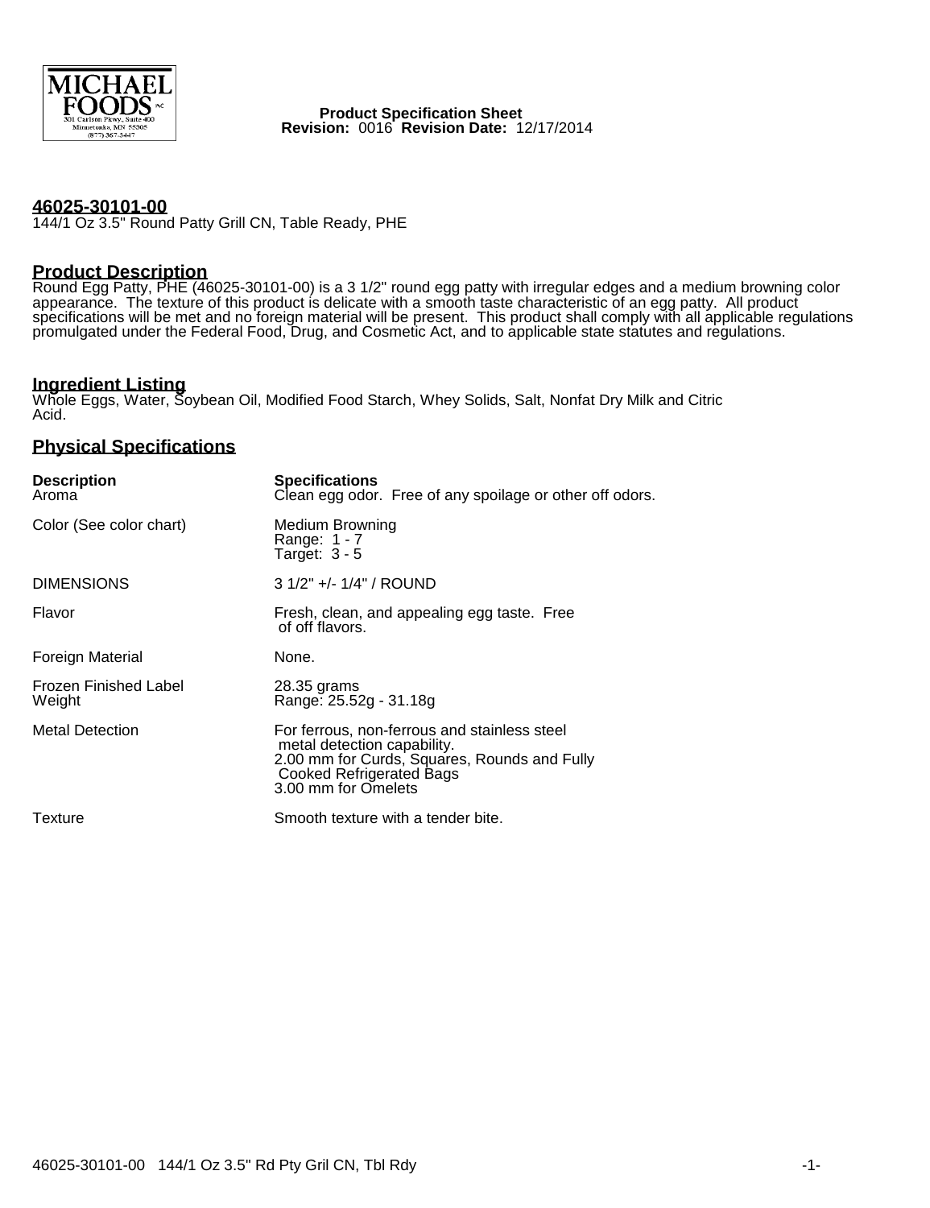MICHAEL FOODS INC
301 Carlson Pkwy., Suite 400
Minnetonka, MN 55305
(877) 367-3447

**Product Specification Sheet**
**Revision:** 0016 **Revision Date:** 12/17/2014

## 46025-30101-00

144/1 Oz 3.5" Round Patty Grill CN, Table Ready, PHE

## Product Description

Round Egg Patty, PHE (46025-30101-00) is a 3 1/2" round egg patty with irregular edges and a medium browning color appearance. The texture of this product is delicate with a smooth taste characteristic of an egg patty. All product specifications will be met and no foreign material will be present. This product shall comply with all applicable regulations promulgated under the Federal Food, Drug, and Cosmetic Act, and to applicable state statutes and regulations.

## Ingredient Listing

Whole Eggs, Water, Soybean Oil, Modified Food Starch, Whey Solids, Salt, Nonfat Dry Milk and Citric Acid.

## Physical Specifications

| Description | Specifications |
|---|---|
| Aroma | Clean egg odor. Free of any spoilage or other off odors. |
| Color (See color chart) | Medium Browning<br>Range: 1 - 7<br>Target: 3 - 5 |
| DIMENSIONS | 3 1/2" +/- 1/4" / ROUND |
| Flavor | Fresh, clean, and appealing egg taste. Free of off flavors. |
| Foreign Material | None. |
| Frozen Finished Label Weight | 28.35 grams<br>Range: 25.52g - 31.18g |
| Metal Detection | For ferrous, non-ferrous and stainless steel metal detection capability.<br>2.00 mm for Curds, Squares, Rounds and Fully Cooked Refrigerated Bags<br>3.00 mm for Omelets |
| Texture | Smooth texture with a tender bite. |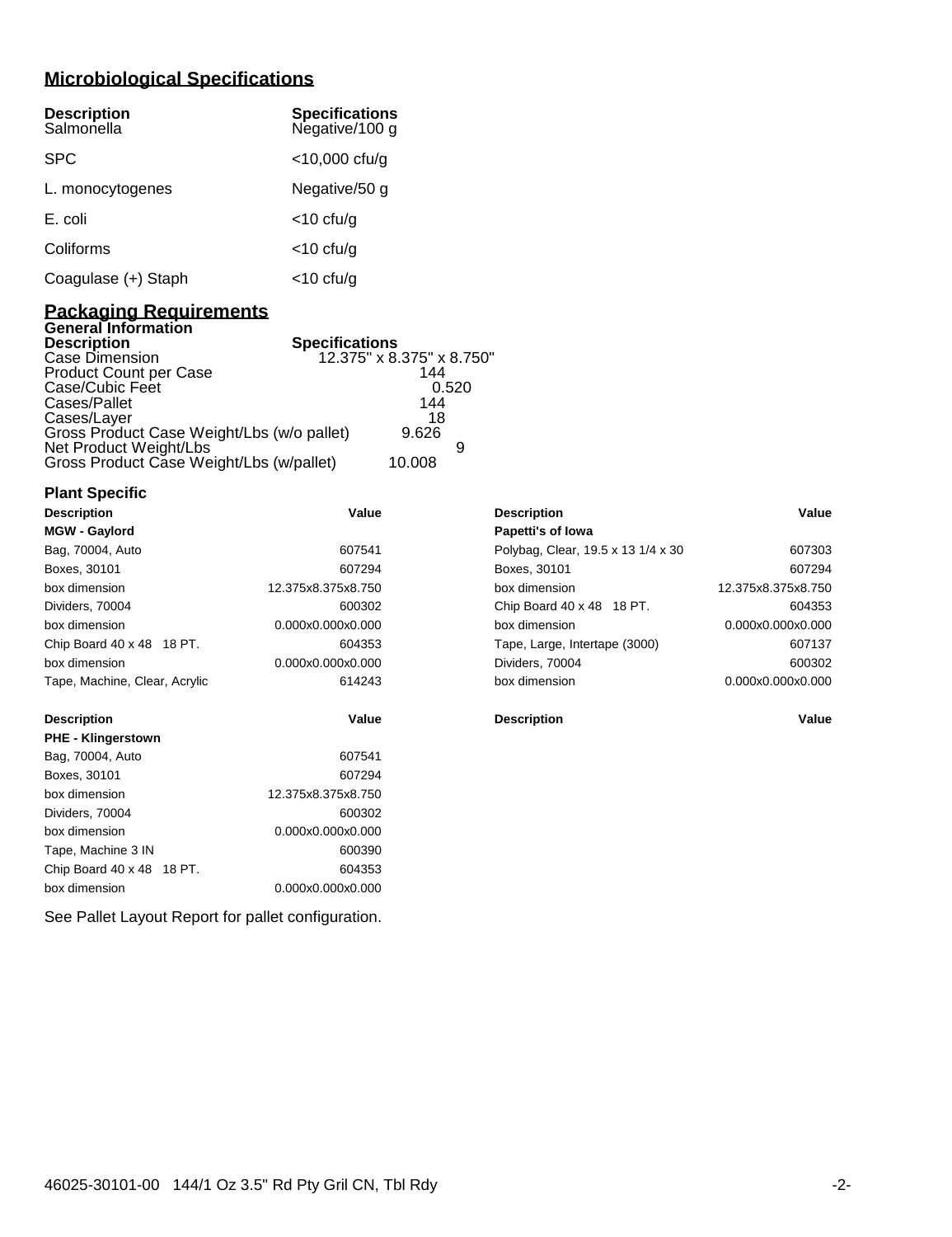## Microbiological Specifications

| Description | Specifications |
|---|---|
| Salmonella | Negative/100 g |
| SPC | <10,000 cfu/g |
| L. monocytogenes | Negative/50 g |
| E. coli | <10 cfu/g |
| Coliforms | <10 cfu/g |
| Coagulase (+) Staph | <10 cfu/g |

## Packaging Requirements

### General Information

| Description | Specifications |
|---|---|
| Case Dimension | 12.375" x 8.375" x 8.750" |
| Product Count per Case | 144 |
| Case/Cubic Feet | 0.520 |
| Cases/Pallet | 144 |
| Cases/Layer | 18 |
| Gross Product Case Weight/Lbs (w/o pallet) | 9.626 |
| Net Product Weight/Lbs | 9 |
| Gross Product Case Weight/Lbs (w/pallet) | 10.008 |

### Plant Specific

| Description | Value |
|---|---|
| **MGW - Gaylord** | |
| Bag, 70004, Auto | 607541 |
| Boxes, 30101 | 607294 |
| box dimension | 12.375x8.375x8.750 |
| Dividers, 70004 | 600302 |
| box dimension | 0.000x0.000x0.000 |
| Chip Board 40 x 48 18 PT. | 604353 |
| box dimension | 0.000x0.000x0.000 |
| Tape, Machine, Clear, Acrylic | 614243 |

| Description | Value |
|---|---|
| **Papetti's of Iowa** | |
| Polybag, Clear, 19.5 x 13 1/4 x 30 | 607303 |
| Boxes, 30101 | 607294 |
| box dimension | 12.375x8.375x8.750 |
| Chip Board 40 x 48 18 PT. | 604353 |
| box dimension | 0.000x0.000x0.000 |
| Tape, Large, Intertape (3000) | 607137 |
| Dividers, 70004 | 600302 |
| box dimension | 0.000x0.000x0.000 |

| Description | Value |
|---|---|
| **PHE - Klingerstown** | |
| Bag, 70004, Auto | 607541 |
| Boxes, 30101 | 607294 |
| box dimension | 12.375x8.375x8.750 |
| Dividers, 70004 | 600302 |
| box dimension | 0.000x0.000x0.000 |
| Tape, Machine 3 IN | 600390 |
| Chip Board 40 x 48 18 PT. | 604353 |
| box dimension | 0.000x0.000x0.000 |

| Description | Value |
|---|---|

See Pallet Layout Report for pallet configuration.

46025-30101-00 144/1 Oz 3.5" Rd Pty Gril CN, Tbl Rdy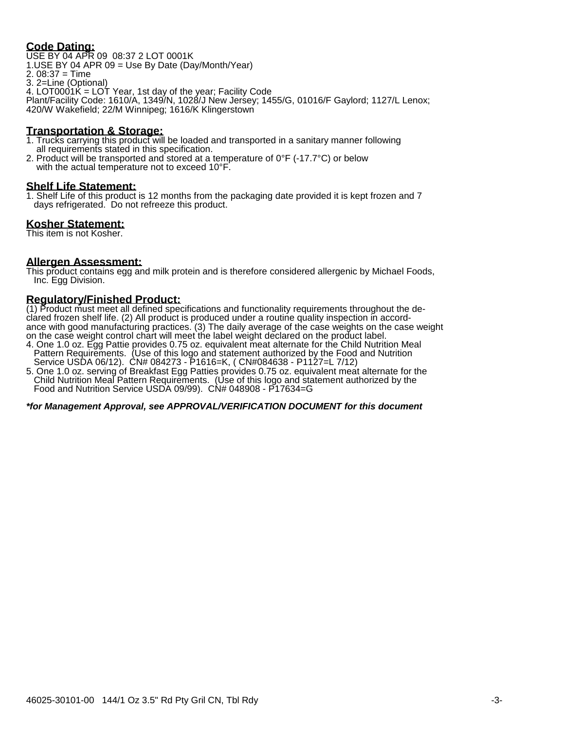**Code Dating:**
USE BY 04 APR 09 08:37 2 LOT 0001K
1.USE BY 04 APR 09 = Use By Date (Day/Month/Year)
2. 08:37 = Time
3. 2=Line (Optional)
4. LOT0001K = LOT Year, 1st day of the year; Facility Code
Plant/Facility Code: 1610/A, 1349/N, 1028/J New Jersey; 1455/G, 01016/F Gaylord; 1127/L Lenox; 420/W Wakefield; 22/M Winnipeg; 1616/K Klingerstown

**Transportation & Storage:**
1. Trucks carrying this product will be loaded and transported in a sanitary manner following all requirements stated in this specification.
2. Product will be transported and stored at a temperature of 0°F (-17.7°C) or below with the actual temperature not to exceed 10°F.

**Shelf Life Statement:**
1. Shelf Life of this product is 12 months from the packaging date provided it is kept frozen and 7 days refrigerated. Do not refreeze this product.

**Kosher Statement:**
This item is not Kosher.

**Allergen Assessment:**
This product contains egg and milk protein and is therefore considered allergenic by Michael Foods, Inc. Egg Division.

**Regulatory/Finished Product:**
(1) Product must meet all defined specifications and functionality requirements throughout the declared frozen shelf life. (2) All product is produced under a routine quality inspection in accordance with good manufacturing practices. (3) The daily average of the case weights on the case weight on the case weight control chart will meet the label weight declared on the product label.
4. One 1.0 oz. Egg Pattie provides 0.75 oz. equivalent meat alternate for the Child Nutrition Meal Pattern Requirements. (Use of this logo and statement authorized by the Food and Nutrition Service USDA 06/12). CN# 084273 - P1616=K, ( CN#084638 - P1127=L 7/12)
5. One 1.0 oz. serving of Breakfast Egg Patties provides 0.75 oz. equivalent meat alternate for the Child Nutrition Meal Pattern Requirements. (Use of this logo and statement authorized by the Food and Nutrition Service USDA 09/99). CN# 048908 - P17634=G

***for Management Approval, see APPROVAL/VERIFICATION DOCUMENT for this document***